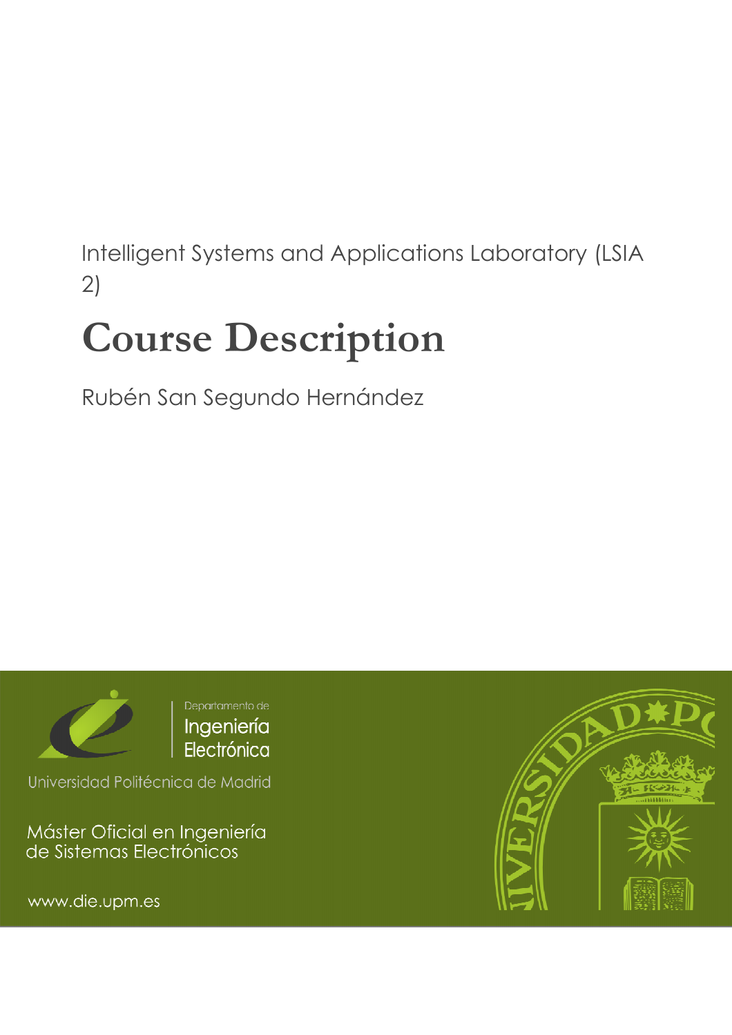Intelligent Systems and Applications Laboratory (LSIA 2)

# Course Description

Rubén San Segundo Hernández

Departamento de

Ingeniería Electrónica

Universidad Politécnica de Madrid

Máster Oficial en Ingeniería de Sistemas Electrónicos

www.die.upm.es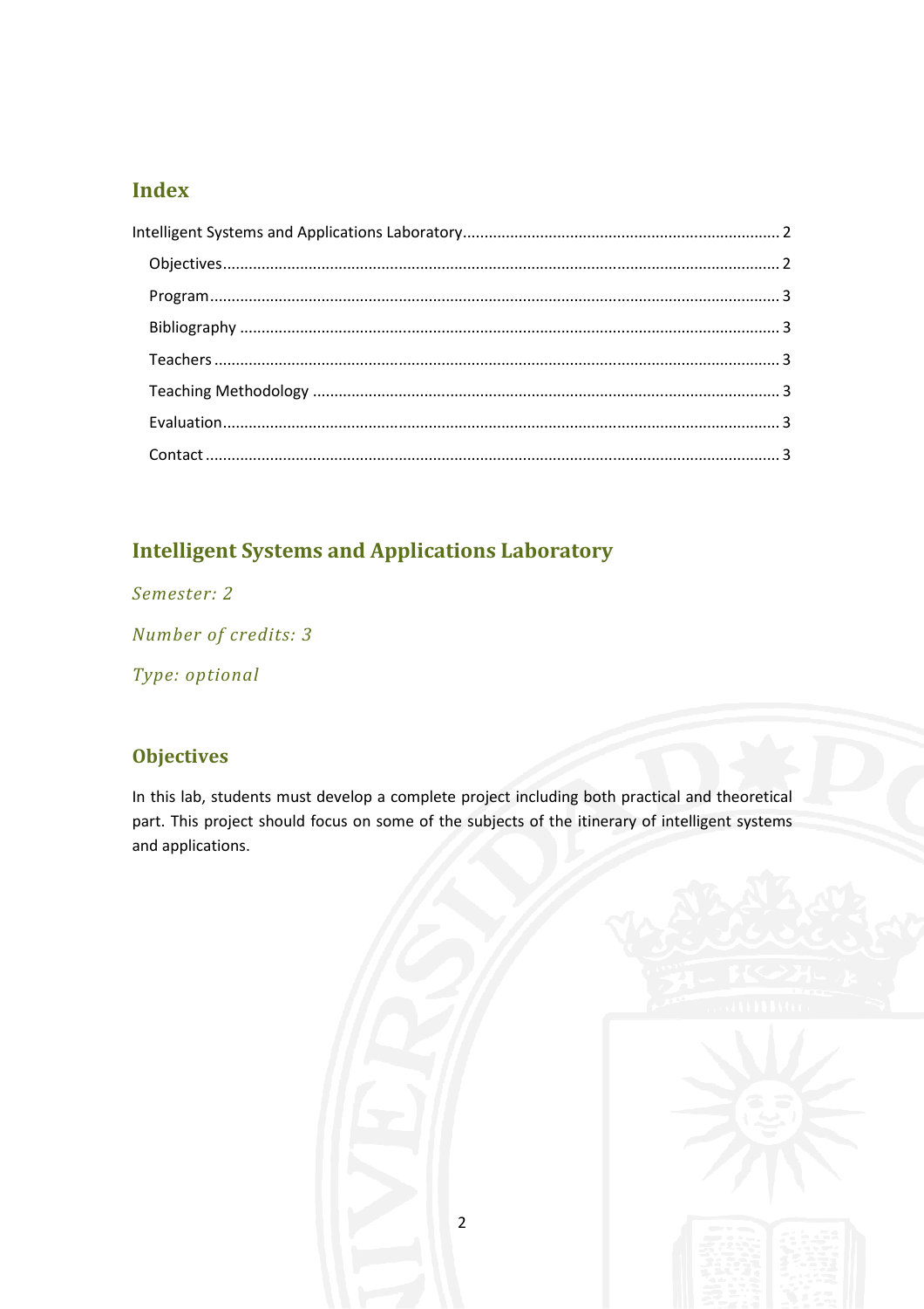## Index

Intelligent Systems and Applications Laboratory ........ 2

- Objectives ........ 2
- Program ........ 3
- Bibliography ........ 3
- Teachers ........ 3
- Teaching Methodology ........ 3
- Evaluation ........ 3
- Contact ........ 3

## Intelligent Systems and Applications Laboratory

*Semester: 2*

*Number of credits: 3*

*Type: optional*

### Objectives

In this lab, students must develop a complete project including both practical and theoretical part. This project should focus on some of the subjects of the itinerary of intelligent systems and applications.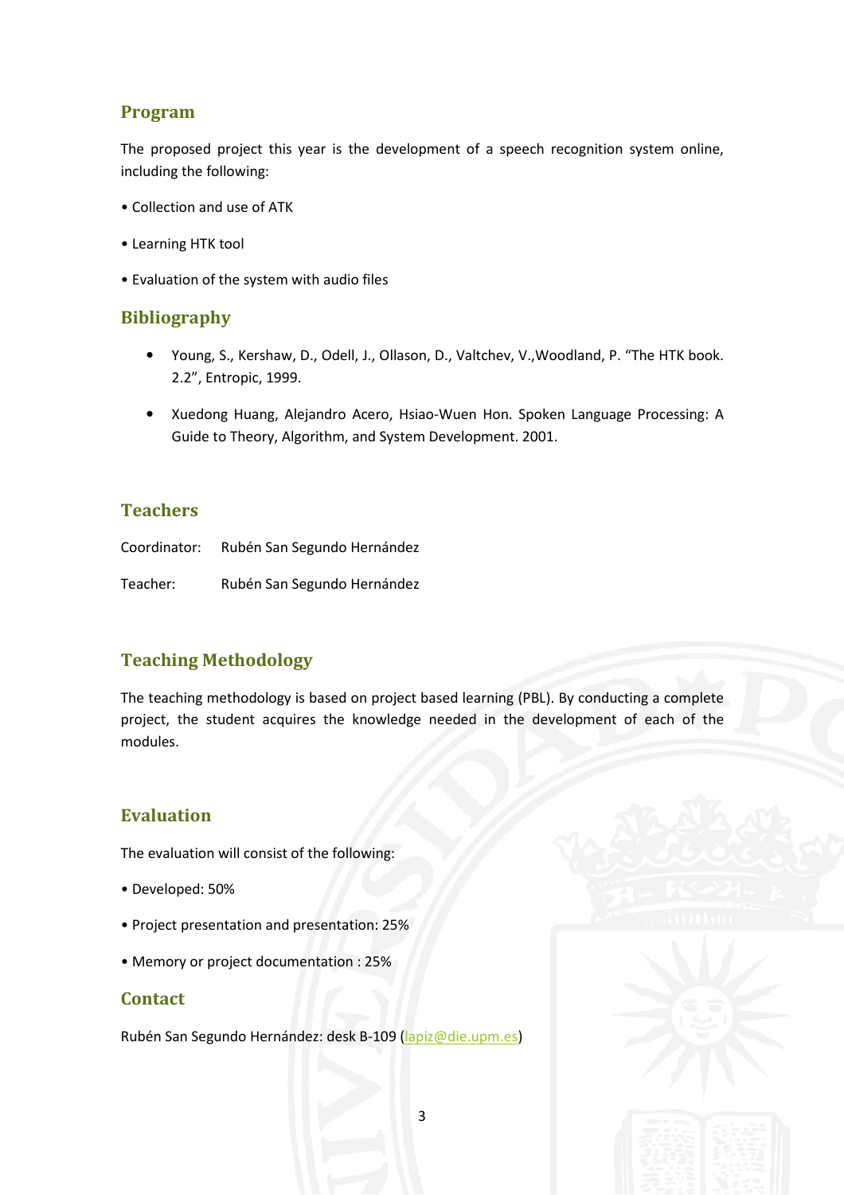## Program

The proposed project this year is the development of a speech recognition system online, including the following:

- Collection and use of ATK
- Learning HTK tool
- Evaluation of the system with audio files

## Bibliography

- Young, S., Kershaw, D., Odell, J., Ollason, D., Valtchev, V.,Woodland, P. "The HTK book. 2.2", Entropic, 1999.
- Xuedong Huang, Alejandro Acero, Hsiao-Wuen Hon. Spoken Language Processing: A Guide to Theory, Algorithm, and System Development. 2001.

## Teachers

Coordinator: Rubén San Segundo Hernández

Teacher: Rubén San Segundo Hernández

## Teaching Methodology

The teaching methodology is based on project based learning (PBL). By conducting a complete project, the student acquires the knowledge needed in the development of each of the modules.

## Evaluation

The evaluation will consist of the following:

- Developed: 50%
- Project presentation and presentation: 25%
- Memory or project documentation : 25%

## Contact

Rubén San Segundo Hernández: desk B-109 (lapiz@die.upm.es)